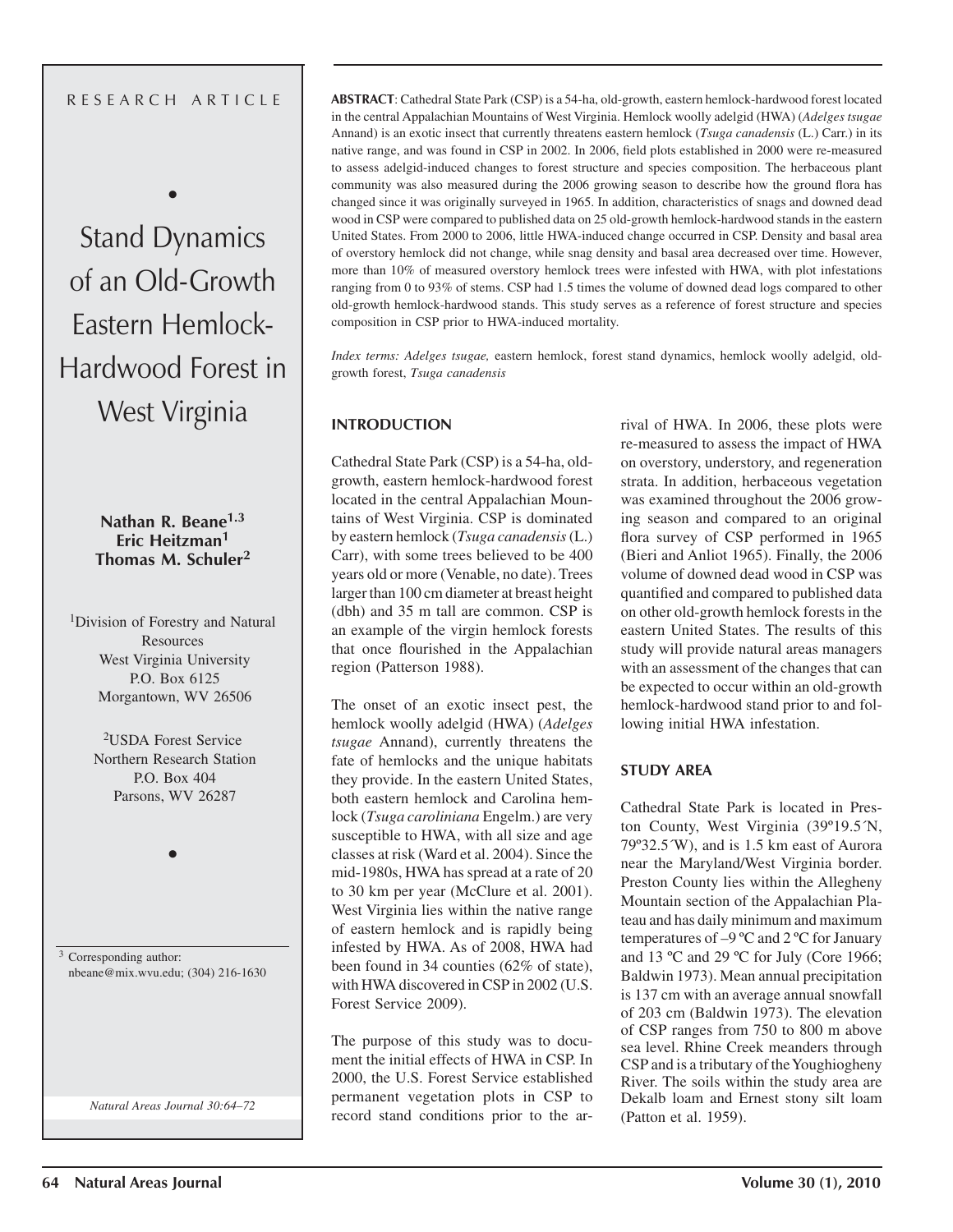RESEARCH ARTICLE

# Stand Dynamics of an Old-Growth Eastern Hemlock-Hardwood Forest in West Virginia

**Nathan R. Beane[1,3]**
**Eric Heitzman[1]**
**Thomas M. Schuler[2]**

[1]Division of Forestry and Natural Resources
West Virginia University
P.O. Box 6125
Morgantown, WV 26506

[2]USDA Forest Service
Northern Research Station
P.O. Box 404
Parsons, WV 26287

[3] Corresponding author: nbeane@mix.wvu.edu; (304) 216-1630

*Natural Areas Journal 30:64–72*

**ABSTRACT**: Cathedral State Park (CSP) is a 54-ha, old-growth, eastern hemlock-hardwood forest located in the central Appalachian Mountains of West Virginia. Hemlock woolly adelgid (HWA) (*Adelges tsugae* Annand) is an exotic insect that currently threatens eastern hemlock (*Tsuga canadensis* (L.) Carr.) in its native range, and was found in CSP in 2002. In 2006, field plots established in 2000 were re-measured to assess adelgid-induced changes to forest structure and species composition. The herbaceous plant community was also measured during the 2006 growing season to describe how the ground flora has changed since it was originally surveyed in 1965. In addition, characteristics of snags and downed dead wood in CSP were compared to published data on 25 old-growth hemlock-hardwood stands in the eastern United States. From 2000 to 2006, little HWA-induced change occurred in CSP. Density and basal area of overstory hemlock did not change, while snag density and basal area decreased over time. However, more than 10% of measured overstory hemlock trees were infested with HWA, with plot infestations ranging from 0 to 93% of stems. CSP had 1.5 times the volume of downed dead logs compared to other old-growth hemlock-hardwood stands. This study serves as a reference of forest structure and species composition in CSP prior to HWA-induced mortality.

*Index terms: Adelges tsugae,* eastern hemlock, forest stand dynamics, hemlock woolly adelgid, old-growth forest, *Tsuga canadensis*

## INTRODUCTION

Cathedral State Park (CSP) is a 54-ha, old-growth, eastern hemlock-hardwood forest located in the central Appalachian Mountains of West Virginia. CSP is dominated by eastern hemlock (*Tsuga canadensis* (L.) Carr), with some trees believed to be 400 years old or more (Venable, no date). Trees larger than 100 cm diameter at breast height (dbh) and 35 m tall are common. CSP is an example of the virgin hemlock forests that once flourished in the Appalachian region (Patterson 1988).

The onset of an exotic insect pest, the hemlock woolly adelgid (HWA) (*Adelges tsugae* Annand), currently threatens the fate of hemlocks and the unique habitats they provide. In the eastern United States, both eastern hemlock and Carolina hemlock (*Tsuga caroliniana* Engelm.) are very susceptible to HWA, with all size and age classes at risk (Ward et al. 2004). Since the mid-1980s, HWA has spread at a rate of 20 to 30 km per year (McClure et al. 2001). West Virginia lies within the native range of eastern hemlock and is rapidly being infested by HWA. As of 2008, HWA had been found in 34 counties (62% of state), with HWA discovered in CSP in 2002 (U.S. Forest Service 2009).

The purpose of this study was to document the initial effects of HWA in CSP. In 2000, the U.S. Forest Service established permanent vegetation plots in CSP to record stand conditions prior to the arrival of HWA. In 2006, these plots were re-measured to assess the impact of HWA on overstory, understory, and regeneration strata. In addition, herbaceous vegetation was examined throughout the 2006 growing season and compared to an original flora survey of CSP performed in 1965 (Bieri and Anliot 1965). Finally, the 2006 volume of downed dead wood in CSP was quantified and compared to published data on other old-growth hemlock forests in the eastern United States. The results of this study will provide natural areas managers with an assessment of the changes that can be expected to occur within an old-growth hemlock-hardwood stand prior to and following initial HWA infestation.

## STUDY AREA

Cathedral State Park is located in Preston County, West Virginia (39º19.5´N, 79º32.5´W), and is 1.5 km east of Aurora near the Maryland/West Virginia border. Preston County lies within the Allegheny Mountain section of the Appalachian Plateau and has daily minimum and maximum temperatures of –9 ºC and 2 ºC for January and 13 ºC and 29 ºC for July (Core 1966; Baldwin 1973). Mean annual precipitation is 137 cm with an average annual snowfall of 203 cm (Baldwin 1973). The elevation of CSP ranges from 750 to 800 m above sea level. Rhine Creek meanders through CSP and is a tributary of the Youghiogheny River. The soils within the study area are Dekalb loam and Ernest stony silt loam (Patton et al. 1959).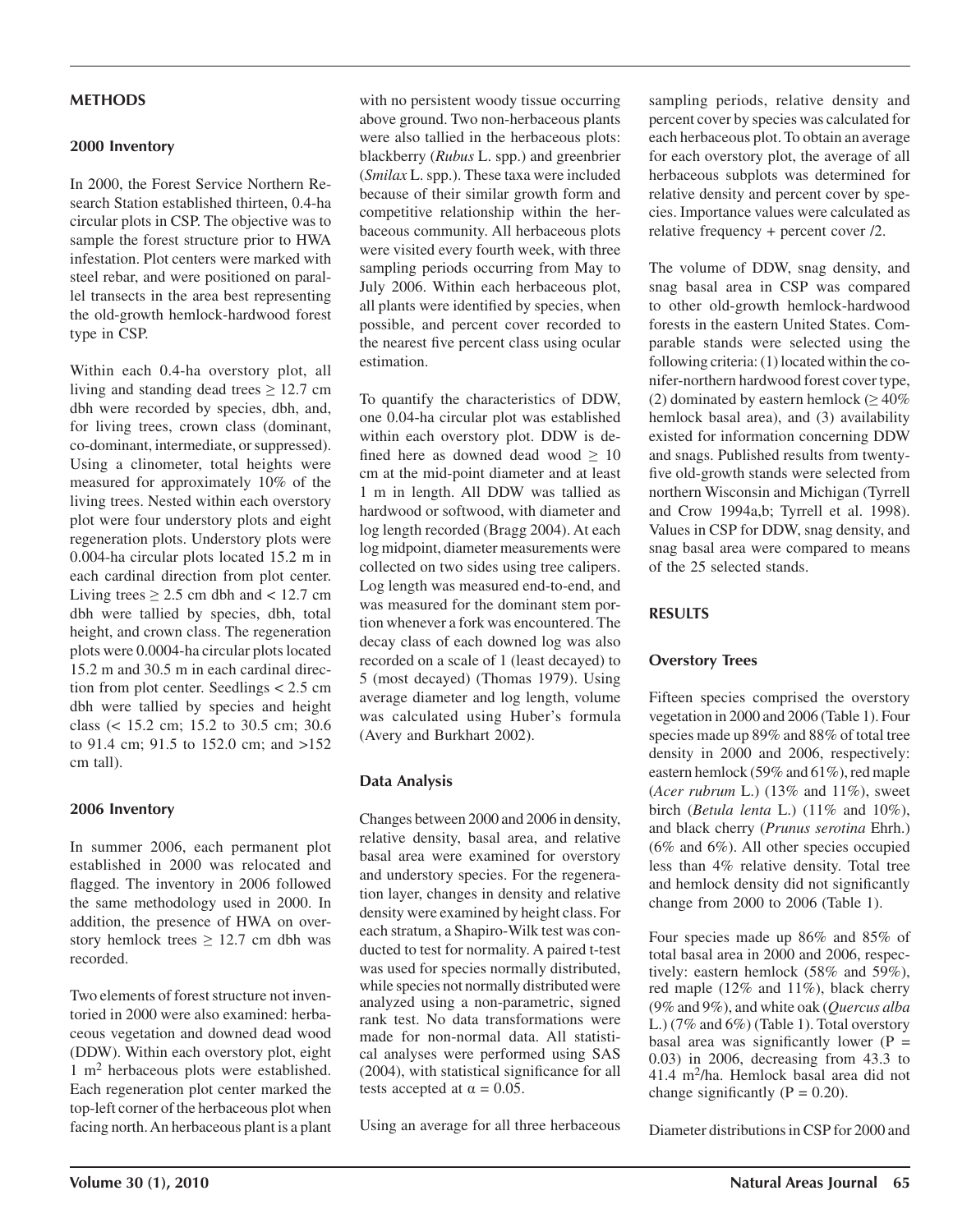## METHODS

### 2000 Inventory

In 2000, the Forest Service Northern Research Station established thirteen, 0.4-ha circular plots in CSP. The objective was to sample the forest structure prior to HWA infestation. Plot centers were marked with steel rebar, and were positioned on parallel transects in the area best representing the old-growth hemlock-hardwood forest type in CSP.

Within each 0.4-ha overstory plot, all living and standing dead trees ≥ 12.7 cm dbh were recorded by species, dbh, and, for living trees, crown class (dominant, co-dominant, intermediate, or suppressed). Using a clinometer, total heights were measured for approximately 10% of the living trees. Nested within each overstory plot were four understory plots and eight regeneration plots. Understory plots were 0.004-ha circular plots located 15.2 m in each cardinal direction from plot center. Living trees ≥ 2.5 cm dbh and < 12.7 cm dbh were tallied by species, dbh, total height, and crown class. The regeneration plots were 0.0004-ha circular plots located 15.2 m and 30.5 m in each cardinal direction from plot center. Seedlings < 2.5 cm dbh were tallied by species and height class (< 15.2 cm; 15.2 to 30.5 cm; 30.6 to 91.4 cm; 91.5 to 152.0 cm; and >152 cm tall).

### 2006 Inventory

In summer 2006, each permanent plot established in 2000 was relocated and flagged. The inventory in 2006 followed the same methodology used in 2000. In addition, the presence of HWA on overstory hemlock trees ≥ 12.7 cm dbh was recorded.

Two elements of forest structure not inventoried in 2000 were also examined: herbaceous vegetation and downed dead wood (DDW). Within each overstory plot, eight 1 $m^2$ herbaceous plots were established. Each regeneration plot center marked the top-left corner of the herbaceous plot when facing north. An herbaceous plant is a plant with no persistent woody tissue occurring above ground. Two non-herbaceous plants were also tallied in the herbaceous plots: blackberry (*Rubus* L. spp.) and greenbrier (*Smilax* L. spp.). These taxa were included because of their similar growth form and competitive relationship within the herbaceous community. All herbaceous plots were visited every fourth week, with three sampling periods occurring from May to July 2006. Within each herbaceous plot, all plants were identified by species, when possible, and percent cover recorded to the nearest five percent class using ocular estimation.

To quantify the characteristics of DDW, one 0.04-ha circular plot was established within each overstory plot. DDW is defined here as downed dead wood ≥ 10 cm at the mid-point diameter and at least 1 m in length. All DDW was tallied as hardwood or softwood, with diameter and log length recorded (Bragg 2004). At each log midpoint, diameter measurements were collected on two sides using tree calipers. Log length was measured end-to-end, and was measured for the dominant stem portion whenever a fork was encountered. The decay class of each downed log was also recorded on a scale of 1 (least decayed) to 5 (most decayed) (Thomas 1979). Using average diameter and log length, volume was calculated using Huber's formula (Avery and Burkhart 2002).

### Data Analysis

Changes between 2000 and 2006 in density, relative density, basal area, and relative basal area were examined for overstory and understory species. For the regeneration layer, changes in density and relative density were examined by height class. For each stratum, a Shapiro-Wilk test was conducted to test for normality. A paired t-test was used for species normally distributed, while species not normally distributed were analyzed using a non-parametric, signed rank test. No data transformations were made for non-normal data. All statistical analyses were performed using SAS (2004), with statistical significance for all tests accepted at $\alpha = 0.05$.

Using an average for all three herbaceous sampling periods, relative density and percent cover by species was calculated for each herbaceous plot. To obtain an average for each overstory plot, the average of all herbaceous subplots was determined for relative density and percent cover by species. Importance values were calculated as relative frequency + percent cover /2.

The volume of DDW, snag density, and snag basal area in CSP was compared to other old-growth hemlock-hardwood forests in the eastern United States. Comparable stands were selected using the following criteria: (1) located within the conifer-northern hardwood forest cover type, (2) dominated by eastern hemlock (≥ 40% hemlock basal area), and (3) availability existed for information concerning DDW and snags. Published results from twenty-five old-growth stands were selected from northern Wisconsin and Michigan (Tyrrell and Crow 1994a,b; Tyrrell et al. 1998). Values in CSP for DDW, snag density, and snag basal area were compared to means of the 25 selected stands.

## RESULTS

### Overstory Trees

Fifteen species comprised the overstory vegetation in 2000 and 2006 (Table 1). Four species made up 89% and 88% of total tree density in 2000 and 2006, respectively: eastern hemlock (59% and 61%), red maple (*Acer rubrum* L.) (13% and 11%), sweet birch (*Betula lenta* L.) (11% and 10%), and black cherry (*Prunus serotina* Ehrh.) (6% and 6%). All other species occupied less than 4% relative density. Total tree and hemlock density did not significantly change from 2000 to 2006 (Table 1).

Four species made up 86% and 85% of total basal area in 2000 and 2006, respectively: eastern hemlock (58% and 59%), red maple (12% and 11%), black cherry (9% and 9%), and white oak (*Quercus alba* L.) (7% and 6%) (Table 1). Total overstory basal area was significantly lower ($P = 0.03$) in 2006, decreasing from 43.3 to 41.4 $m^2$/ha. Hemlock basal area did not change significantly ($P = 0.20$).

Diameter distributions in CSP for 2000 and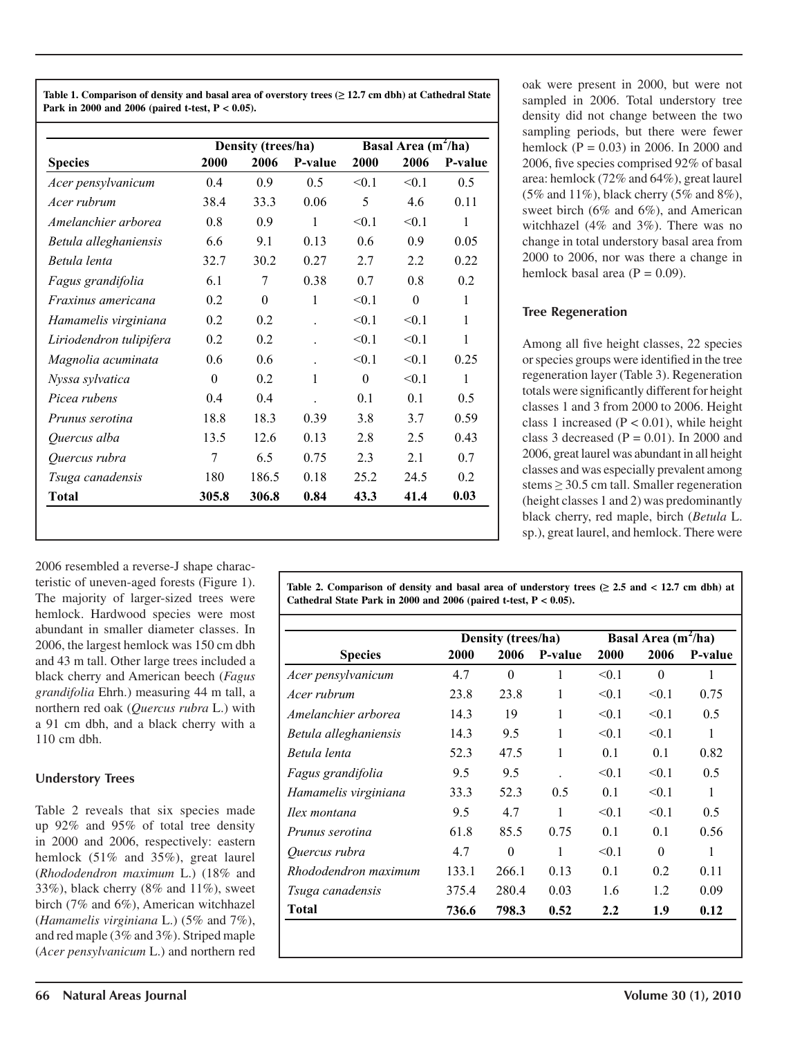**Table 1. Comparison of density and basal area of overstory trees (≥ 12.7 cm dbh) at Cathedral State Park in 2000 and 2006 (paired t-test, P < 0.05).**

| | Density (trees/ha) | | | Basal Area ($m^2$/ha) | | |
|---|---|---|---|---|---|---|
| **Species** | **2000** | **2006** | **P-value** | **2000** | **2006** | **P-value** |
| *Acer pensylvanicum* | 0.4 | 0.9 | 0.5 | <0.1 | <0.1 | 0.5 |
| *Acer rubrum* | 38.4 | 33.3 | 0.06 | 5 | 4.6 | 0.11 |
| *Amelanchier arborea* | 0.8 | 0.9 | 1 | <0.1 | <0.1 | 1 |
| *Betula alleghaniensis* | 6.6 | 9.1 | 0.13 | 0.6 | 0.9 | 0.05 |
| *Betula lenta* | 32.7 | 30.2 | 0.27 | 2.7 | 2.2 | 0.22 |
| *Fagus grandifolia* | 6.1 | 7 | 0.38 | 0.7 | 0.8 | 0.2 |
| *Fraxinus americana* | 0.2 | 0 | 1 | <0.1 | 0 | 1 |
| *Hamamelis virginiana* | 0.2 | 0.2 | . | <0.1 | <0.1 | 1 |
| *Liriodendron tulipifera* | 0.2 | 0.2 | . | <0.1 | <0.1 | 1 |
| *Magnolia acuminata* | 0.6 | 0.6 | . | <0.1 | <0.1 | 0.25 |
| *Nyssa sylvatica* | 0 | 0.2 | 1 | 0 | <0.1 | 1 |
| *Picea rubens* | 0.4 | 0.4 | . | 0.1 | 0.1 | 0.5 |
| *Prunus serotina* | 18.8 | 18.3 | 0.39 | 3.8 | 3.7 | 0.59 |
| *Quercus alba* | 13.5 | 12.6 | 0.13 | 2.8 | 2.5 | 0.43 |
| *Quercus rubra* | 7 | 6.5 | 0.75 | 2.3 | 2.1 | 0.7 |
| *Tsuga canadensis* | 180 | 186.5 | 0.18 | 25.2 | 24.5 | 0.2 |
| **Total** | **305.8** | **306.8** | **0.84** | **43.3** | **41.4** | **0.03** |

2006 resembled a reverse-J shape characteristic of uneven-aged forests (Figure 1). The majority of larger-sized trees were hemlock. Hardwood species were most abundant in smaller diameter classes. In 2006, the largest hemlock was 150 cm dbh and 43 m tall. Other large trees included a black cherry and American beech (*Fagus grandifolia* Ehrh.) measuring 44 m tall, a northern red oak (*Quercus rubra* L.) with a 91 cm dbh, and a black cherry with a 110 cm dbh.

### Understory Trees

Table 2 reveals that six species made up 92% and 95% of total tree density in 2000 and 2006, respectively: eastern hemlock (51% and 35%), great laurel (*Rhododendron maximum* L.) (18% and 33%), black cherry (8% and 11%), sweet birch (7% and 6%), American witchhazel (*Hamamelis virginiana* L.) (5% and 7%), and red maple (3% and 3%). Striped maple (*Acer pensylvanicum* L.) and northern red oak were present in 2000, but were not sampled in 2006. Total understory tree density did not change between the two sampling periods, but there were fewer hemlock (P = 0.03) in 2006. In 2000 and 2006, five species comprised 92% of basal area: hemlock (72% and 64%), great laurel (5% and 11%), black cherry (5% and 8%), sweet birch (6% and 6%), and American witchhazel (4% and 3%). There was no change in total understory basal area from 2000 to 2006, nor was there a change in hemlock basal area (P = 0.09).

**Table 2. Comparison of density and basal area of understory trees (≥ 2.5 and < 12.7 cm dbh) at Cathedral State Park in 2000 and 2006 (paired t-test, P < 0.05).**

| | Density (trees/ha) | | | Basal Area ($m^2$/ha) | | |
|---|---|---|---|---|---|---|
| **Species** | **2000** | **2006** | **P-value** | **2000** | **2006** | **P-value** |
| *Acer pensylvanicum* | 4.7 | 0 | 1 | <0.1 | 0 | 1 |
| *Acer rubrum* | 23.8 | 23.8 | 1 | <0.1 | <0.1 | 0.75 |
| *Amelanchier arborea* | 14.3 | 19 | 1 | <0.1 | <0.1 | 0.5 |
| *Betula alleghaniensis* | 14.3 | 9.5 | 1 | <0.1 | <0.1 | 1 |
| *Betula lenta* | 52.3 | 47.5 | 1 | 0.1 | 0.1 | 0.82 |
| *Fagus grandifolia* | 9.5 | 9.5 | . | <0.1 | <0.1 | 0.5 |
| *Hamamelis virginiana* | 33.3 | 52.3 | 0.5 | 0.1 | <0.1 | 1 |
| *Ilex montana* | 9.5 | 4.7 | 1 | <0.1 | <0.1 | 0.5 |
| *Prunus serotina* | 61.8 | 85.5 | 0.75 | 0.1 | 0.1 | 0.56 |
| *Quercus rubra* | 4.7 | 0 | 1 | <0.1 | 0 | 1 |
| *Rhododendron maximum* | 133.1 | 266.1 | 0.13 | 0.1 | 0.2 | 0.11 |
| *Tsuga canadensis* | 375.4 | 280.4 | 0.03 | 1.6 | 1.2 | 0.09 |
| **Total** | **736.6** | **798.3** | **0.52** | **2.2** | **1.9** | **0.12** |

### Tree Regeneration

Among all five height classes, 22 species or species groups were identified in the tree regeneration layer (Table 3). Regeneration totals were significantly different for height classes 1 and 3 from 2000 to 2006. Height class 1 increased (P < 0.01), while height class 3 decreased (P = 0.01). In 2000 and 2006, great laurel was abundant in all height classes and was especially prevalent among stems ≥ 30.5 cm tall. Smaller regeneration (height classes 1 and 2) was predominantly black cherry, red maple, birch (*Betula* L. sp.), great laurel, and hemlock. There were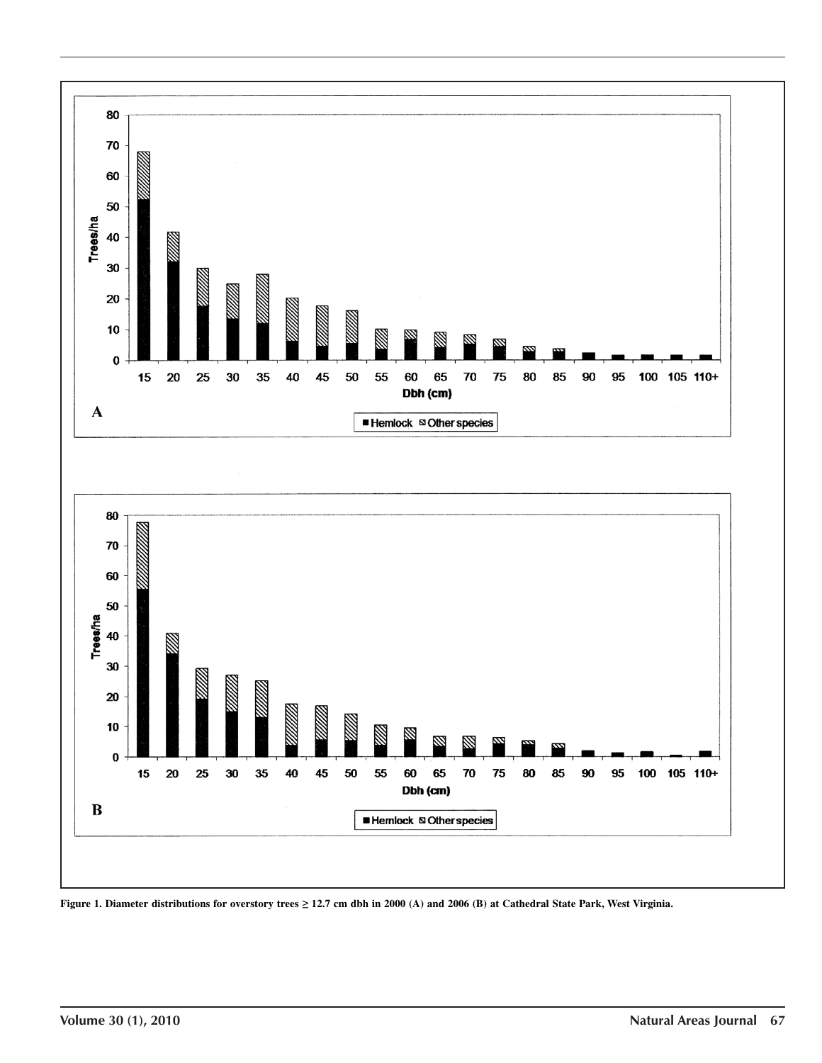Figure 1. Diameter distributions for overstory trees ≥ 12.7 cm dbh in 2000 (A) and 2006 (B) at Cathedral State Park, West Virginia.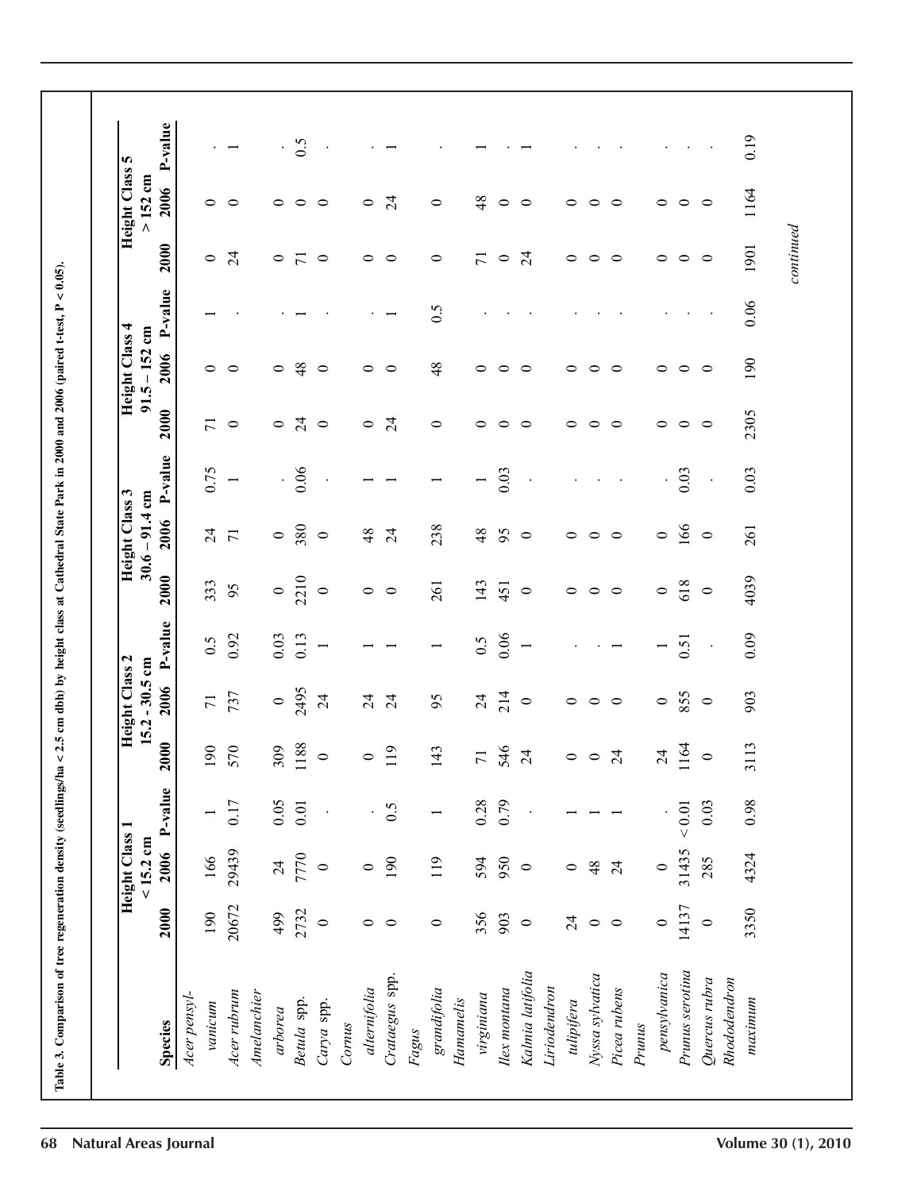Table 3. Comparison of tree regeneration density (seedlings/ha < 2.5 cm dbh) by height class at Cathedral State Park in 2000 and 2006 (paired t-test, P < 0.05).

| Species | Height Class 1 < 15.2 cm | | | Height Class 2 15.2 - 30.5 cm | | | Height Class 3 30.6 – 91.4 cm | | | Height Class 4 91.5 – 152 cm | | | Height Class 5 > 152 cm | | |
|---|---|---|---|---|---|---|---|---|---|---|---|---|---|---|---|
| | 2000 | 2006 | P-value | 2000 | 2006 | P-value | 2000 | 2006 | P-value | 2000 | 2006 | P-value | 2000 | 2006 | P-value |
| *Acer pensylvanicum* | 190 | 166 | 1 | 190 | 71 | 0.5 | 333 | 24 | 0.75 | 71 | 0 | 1 | 0 | 0 | . |
| *Acer rubrum* | 20672 | 29439 | 0.17 | 570 | 737 | 0.92 | 95 | 71 | 1 | 0 | 0 | . | 24 | 0 | 1 |
| *Amelanchier arborea* | 499 | 24 | 0.05 | 309 | 0 | 0.03 | 0 | 0 | . | 0 | 0 | . | 0 | 0 | . |
| *Betula* spp. | 2732 | 7770 | 0.01 | 1188 | 2495 | 0.13 | 2210 | 380 | 0.06 | 24 | 48 | 1 | 71 | 0 | 0.5 |
| *Carya* spp. | 0 | 0 | . | 0 | 24 | 1 | 0 | 0 | . | 0 | 0 | . | 0 | 0 | . |
| *Cornus alternifolia* | 0 | 0 | . | 0 | 24 | 1 | 0 | 48 | 1 | 0 | 0 | . | 0 | 0 | . |
| *Crataegus* spp. | 0 | 190 | 0.5 | 119 | 24 | 1 | 0 | 24 | 1 | 24 | 0 | 1 | 0 | 24 | 1 |
| *Fagus grandifolia* | 0 | 119 | 1 | 143 | 95 | 1 | 261 | 238 | 1 | 0 | 48 | 0.5 | 0 | 0 | . |
| *Hamamelis virginiana* | 356 | 594 | 0.28 | 71 | 24 | 0.5 | 143 | 48 | 1 | 0 | 0 | . | 71 | 48 | 1 |
| *Ilex montana* | 903 | 950 | 0.79 | 546 | 214 | 0.06 | 451 | 95 | 0.03 | 0 | 0 | . | 0 | 0 | . |
| *Kalmia latifolia* | 0 | 0 | . | 24 | 0 | 1 | 0 | 0 | . | 0 | 0 | . | 24 | 0 | 1 |
| *Liriodendron tulipifera* | 24 | 0 | 1 | 0 | 0 | . | 0 | 0 | . | 0 | 0 | . | 0 | 0 | . |
| *Nyssa sylvatica* | 0 | 48 | 1 | 0 | 0 | . | 0 | 0 | . | 0 | 0 | . | 0 | 0 | . |
| *Picea rubens* | 0 | 24 | 1 | 24 | 0 | 1 | 0 | 0 | . | 0 | 0 | . | 0 | 0 | . |
| *Prunus pensylvanica* | 0 | 0 | . | 24 | 0 | 1 | 0 | 0 | . | 0 | 0 | . | 0 | 0 | . |
| *Prunus serotina* | 14137 | 31435 | < 0.01 | 1164 | 855 | 0.51 | 618 | 166 | 0.03 | 0 | 0 | . | 0 | 0 | . |
| *Quercus rubra* | 0 | 285 | 0.03 | 0 | 0 | . | 0 | 0 | . | 0 | 0 | . | 0 | 0 | . |
| *Rhododendron maximum* | 3350 | 4324 | 0.98 | 3113 | 903 | 0.09 | 4039 | 261 | 0.03 | 2305 | 190 | 0.06 | 1901 | 1164 | 0.19 |

*continued*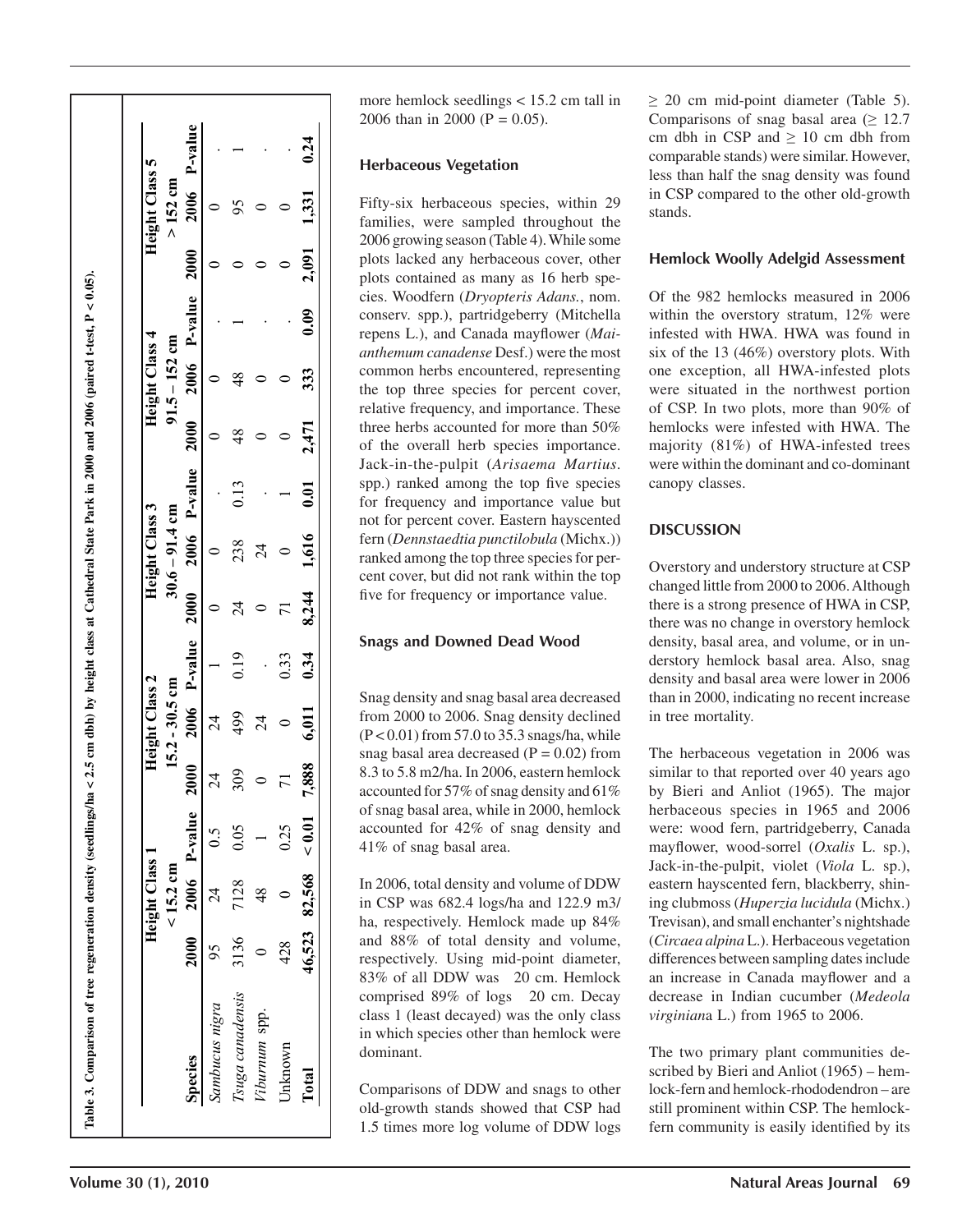Table 3. Comparison of tree regeneration density (seedlings/ha < 2.5 cm dbh) by height class at Cathedral State Park in 2000 and 2006 (paired t-test, P < 0.05).

| Species | Height Class 1 < 15.2 cm | | | Height Class 2 15.2 - 30.5 cm | | | Height Class 3 30.6 – 91.4 cm | | | Height Class 4 91.5 – 152 cm | | | Height Class 5 > 152 cm | | |
|---|---|---|---|---|---|---|---|---|---|---|---|---|---|---|---|
| | 2000 | 2006 | P-value | 2000 | 2006 | P-value | 2000 | 2006 | P-value | 2000 | 2006 | P-value | 2000 | 2006 | P-value |
| *Sambucus nigra* | 95 | 24 | 0.5 | 24 | 24 | 1 | 0 | 0 | . | 0 | 0 | . | 0 | 0 | . |
| *Tsuga canadensis* | 3136 | 7128 | 0.05 | 309 | 499 | 0.19 | 24 | 238 | 0.13 | 48 | 48 | 1 | 0 | 95 | 1 |
| *Viburnum* spp. | 0 | 48 | 1 | 0 | 24 | . | 0 | 24 | . | 0 | 0 | . | 0 | 0 | . |
| Unknown | 428 | 0 | 0.25 | 71 | 0 | 0.33 | 71 | 0 | 1 | 0 | 0 | . | 0 | 0 | . |
| **Total** | **46,523** | **82,568** | **< 0.01** | **7,888** | **6,011** | **0.34** | **8,244** | **1,616** | **0.01** | **2,471** | **333** | **0.09** | **2,091** | **1,331** | **0.24** |

more hemlock seedlings < 15.2 cm tall in 2006 than in 2000 (P = 0.05).

### Herbaceous Vegetation

Fifty-six herbaceous species, within 29 families, were sampled throughout the 2006 growing season (Table 4). While some plots lacked any herbaceous cover, other plots contained as many as 16 herb species. Woodfern (*Dryopteris Adans.*, nom. conserv. spp.), partridgeberry (Mitchella repens L.), and Canada mayflower (*Maianthemum canadense* Desf.) were the most common herbs encountered, representing the top three species for percent cover, relative frequency, and importance. These three herbs accounted for more than 50% of the overall herb species importance. Jack-in-the-pulpit (*Arisaema Martius*. spp.) ranked among the top five species for frequency and importance value but not for percent cover. Eastern hayscented fern (*Dennstaedtia punctilobula* (Michx.)) ranked among the top three species for percent cover, but did not rank within the top five for frequency or importance value.

### Snags and Downed Dead Wood

Snag density and snag basal area decreased from 2000 to 2006. Snag density declined (P < 0.01) from 57.0 to 35.3 snags/ha, while snag basal area decreased (P = 0.02) from 8.3 to 5.8 m2/ha. In 2006, eastern hemlock accounted for 57% of snag density and 61% of snag basal area, while in 2000, hemlock accounted for 42% of snag density and 41% of snag basal area.

In 2006, total density and volume of DDW in CSP was 682.4 logs/ha and 122.9 m3/ha, respectively. Hemlock made up 84% and 88% of total density and volume, respectively. Using mid-point diameter, 83% of all DDW was  20 cm. Hemlock comprised 89% of logs  20 cm. Decay class 1 (least decayed) was the only class in which species other than hemlock were dominant.

Comparisons of DDW and snags to other old-growth stands showed that CSP had 1.5 times more log volume of DDW logs ≥ 20 cm mid-point diameter (Table 5). Comparisons of snag basal area (≥ 12.7 cm dbh in CSP and ≥ 10 cm dbh from comparable stands) were similar. However, less than half the snag density was found in CSP compared to the other old-growth stands.

### Hemlock Woolly Adelgid Assessment

Of the 982 hemlocks measured in 2006 within the overstory stratum, 12% were infested with HWA. HWA was found in six of the 13 (46%) overstory plots. With one exception, all HWA-infested plots were situated in the northwest portion of CSP. In two plots, more than 90% of hemlocks were infested with HWA. The majority (81%) of HWA-infested trees were within the dominant and co-dominant canopy classes.

## DISCUSSION

Overstory and understory structure at CSP changed little from 2000 to 2006. Although there is a strong presence of HWA in CSP, there was no change in overstory hemlock density, basal area, and volume, or in understory hemlock basal area. Also, snag density and basal area were lower in 2006 than in 2000, indicating no recent increase in tree mortality.

The herbaceous vegetation in 2006 was similar to that reported over 40 years ago by Bieri and Anliot (1965). The major herbaceous species in 1965 and 2006 were: wood fern, partridgeberry, Canada mayflower, wood-sorrel (*Oxalis* L. sp.), Jack-in-the-pulpit, violet (*Viola* L. sp.), eastern hayscented fern, blackberry, shining clubmoss (*Huperzia lucidula* (Michx.) Trevisan), and small enchanter's nightshade (*Circaea alpina* L.). Herbaceous vegetation differences between sampling dates include an increase in Canada mayflower and a decrease in Indian cucumber (*Medeola virginiana* L.) from 1965 to 2006.

The two primary plant communities described by Bieri and Anliot (1965) – hemlock-fern and hemlock-rhododendron – are still prominent within CSP. The hemlock-fern community is easily identified by its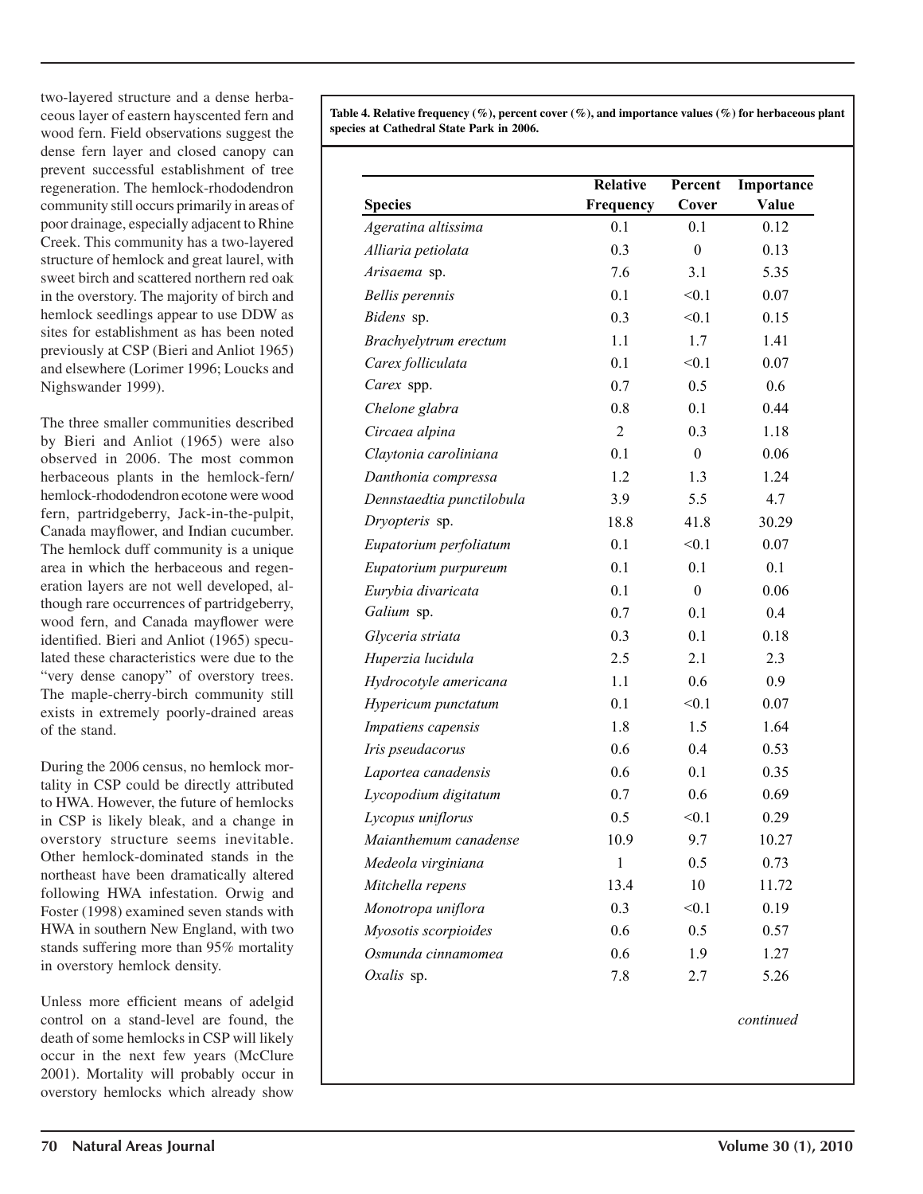two-layered structure and a dense herbaceous layer of eastern hayscented fern and wood fern. Field observations suggest the dense fern layer and closed canopy can prevent successful establishment of tree regeneration. The hemlock-rhododendron community still occurs primarily in areas of poor drainage, especially adjacent to Rhine Creek. This community has a two-layered structure of hemlock and great laurel, with sweet birch and scattered northern red oak in the overstory. The majority of birch and hemlock seedlings appear to use DDW as sites for establishment as has been noted previously at CSP (Bieri and Anliot 1965) and elsewhere (Lorimer 1996; Loucks and Nighswander 1999).

The three smaller communities described by Bieri and Anliot (1965) were also observed in 2006. The most common herbaceous plants in the hemlock-fern/hemlock-rhododendron ecotone were wood fern, partridgeberry, Jack-in-the-pulpit, Canada mayflower, and Indian cucumber. The hemlock duff community is a unique area in which the herbaceous and regeneration layers are not well developed, although rare occurrences of partridgeberry, wood fern, and Canada mayflower were identified. Bieri and Anliot (1965) speculated these characteristics were due to the "very dense canopy" of overstory trees. The maple-cherry-birch community still exists in extremely poorly-drained areas of the stand.

During the 2006 census, no hemlock mortality in CSP could be directly attributed to HWA. However, the future of hemlocks in CSP is likely bleak, and a change in overstory structure seems inevitable. Other hemlock-dominated stands in the northeast have been dramatically altered following HWA infestation. Orwig and Foster (1998) examined seven stands with HWA in southern New England, with two stands suffering more than 95% mortality in overstory hemlock density.

Unless more efficient means of adelgid control on a stand-level are found, the death of some hemlocks in CSP will likely occur in the next few years (McClure 2001). Mortality will probably occur in overstory hemlocks which already show

**Table 4. Relative frequency (%), percent cover (%), and importance values (%) for herbaceous plant species at Cathedral State Park in 2006.**

| Species | Relative Frequency | Percent Cover | Importance Value |
|---|---|---|---|
| *Ageratina altissima* | 0.1 | 0.1 | 0.12 |
| *Alliaria petiolata* | 0.3 | 0 | 0.13 |
| *Arisaema* sp. | 7.6 | 3.1 | 5.35 |
| *Bellis perennis* | 0.1 | <0.1 | 0.07 |
| *Bidens* sp. | 0.3 | <0.1 | 0.15 |
| *Brachyelytrum erectum* | 1.1 | 1.7 | 1.41 |
| *Carex folliculata* | 0.1 | <0.1 | 0.07 |
| *Carex* spp. | 0.7 | 0.5 | 0.6 |
| *Chelone glabra* | 0.8 | 0.1 | 0.44 |
| *Circaea alpina* | 2 | 0.3 | 1.18 |
| *Claytonia caroliniana* | 0.1 | 0 | 0.06 |
| *Danthonia compressa* | 1.2 | 1.3 | 1.24 |
| *Dennstaedtia punctilobula* | 3.9 | 5.5 | 4.7 |
| *Dryopteris* sp. | 18.8 | 41.8 | 30.29 |
| *Eupatorium perfoliatum* | 0.1 | <0.1 | 0.07 |
| *Eupatorium purpureum* | 0.1 | 0.1 | 0.1 |
| *Eurybia divaricata* | 0.1 | 0 | 0.06 |
| *Galium* sp. | 0.7 | 0.1 | 0.4 |
| *Glyceria striata* | 0.3 | 0.1 | 0.18 |
| *Huperzia lucidula* | 2.5 | 2.1 | 2.3 |
| *Hydrocotyle americana* | 1.1 | 0.6 | 0.9 |
| *Hypericum punctatum* | 0.1 | <0.1 | 0.07 |
| *Impatiens capensis* | 1.8 | 1.5 | 1.64 |
| *Iris pseudacorus* | 0.6 | 0.4 | 0.53 |
| *Laportea canadensis* | 0.6 | 0.1 | 0.35 |
| *Lycopodium digitatum* | 0.7 | 0.6 | 0.69 |
| *Lycopus uniflorus* | 0.5 | <0.1 | 0.29 |
| *Maianthemum canadense* | 10.9 | 9.7 | 10.27 |
| *Medeola virginiana* | 1 | 0.5 | 0.73 |
| *Mitchella repens* | 13.4 | 10 | 11.72 |
| *Monotropa uniflora* | 0.3 | <0.1 | 0.19 |
| *Myosotis scorpioides* | 0.6 | 0.5 | 0.57 |
| *Osmunda cinnamomea* | 0.6 | 1.9 | 1.27 |
| *Oxalis* sp. | 7.8 | 2.7 | 5.26 |

*continued*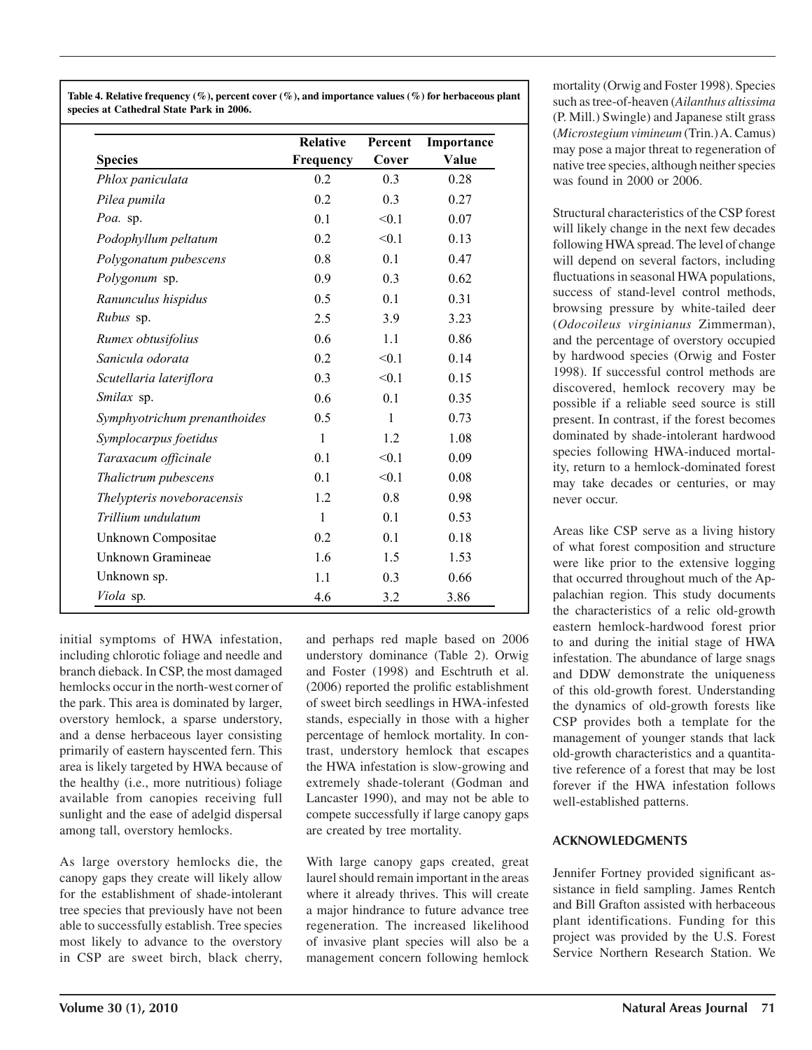Table 4. Relative frequency (%), percent cover (%), and importance values (%) for herbaceous plant species at Cathedral State Park in 2006.

| Species | Relative Frequency | Percent Cover | Importance Value |
|---|---|---|---|
| *Phlox paniculata* | 0.2 | 0.3 | 0.28 |
| *Pilea pumila* | 0.2 | 0.3 | 0.27 |
| *Poa.* sp. | 0.1 | <0.1 | 0.07 |
| *Podophyllum peltatum* | 0.2 | <0.1 | 0.13 |
| *Polygonatum pubescens* | 0.8 | 0.1 | 0.47 |
| *Polygonum* sp. | 0.9 | 0.3 | 0.62 |
| *Ranunculus hispidus* | 0.5 | 0.1 | 0.31 |
| *Rubus* sp. | 2.5 | 3.9 | 3.23 |
| *Rumex obtusifolius* | 0.6 | 1.1 | 0.86 |
| *Sanicula odorata* | 0.2 | <0.1 | 0.14 |
| *Scutellaria lateriflora* | 0.3 | <0.1 | 0.15 |
| *Smilax* sp. | 0.6 | 0.1 | 0.35 |
| *Symphyotrichum prenanthoides* | 0.5 | 1 | 0.73 |
| *Symplocarpus foetidus* | 1 | 1.2 | 1.08 |
| *Taraxacum officinale* | 0.1 | <0.1 | 0.09 |
| *Thalictrum pubescens* | 0.1 | <0.1 | 0.08 |
| *Thelypteris noveboracensis* | 1.2 | 0.8 | 0.98 |
| *Trillium undulatum* | 1 | 0.1 | 0.53 |
| Unknown Compositae | 0.2 | 0.1 | 0.18 |
| Unknown Gramineae | 1.6 | 1.5 | 1.53 |
| Unknown sp. | 1.1 | 0.3 | 0.66 |
| *Viola* sp. | 4.6 | 3.2 | 3.86 |

initial symptoms of HWA infestation, including chlorotic foliage and needle and branch dieback. In CSP, the most damaged hemlocks occur in the north-west corner of the park. This area is dominated by larger, overstory hemlock, a sparse understory, and a dense herbaceous layer consisting primarily of eastern hayscented fern. This area is likely targeted by HWA because of the healthy (i.e., more nutritious) foliage available from canopies receiving full sunlight and the ease of adelgid dispersal among tall, overstory hemlocks.

As large overstory hemlocks die, the canopy gaps they create will likely allow for the establishment of shade-intolerant tree species that previously have not been able to successfully establish. Tree species most likely to advance to the overstory in CSP are sweet birch, black cherry, and perhaps red maple based on 2006 understory dominance (Table 2). Orwig and Foster (1998) and Eschtruth et al. (2006) reported the prolific establishment of sweet birch seedlings in HWA-infested stands, especially in those with a higher percentage of hemlock mortality. In contrast, understory hemlock that escapes the HWA infestation is slow-growing and extremely shade-tolerant (Godman and Lancaster 1990), and may not be able to compete successfully if large canopy gaps are created by tree mortality.

With large canopy gaps created, great laurel should remain important in the areas where it already thrives. This will create a major hindrance to future advance tree regeneration. The increased likelihood of invasive plant species will also be a management concern following hemlock mortality (Orwig and Foster 1998). Species such as tree-of-heaven (*Ailanthus altissima* (P. Mill.) Swingle) and Japanese stilt grass (*Microstegium vimineum* (Trin.) A. Camus) may pose a major threat to regeneration of native tree species, although neither species was found in 2000 or 2006.

Structural characteristics of the CSP forest will likely change in the next few decades following HWA spread. The level of change will depend on several factors, including fluctuations in seasonal HWA populations, success of stand-level control methods, browsing pressure by white-tailed deer (*Odocoileus virginianus* Zimmerman), and the percentage of overstory occupied by hardwood species (Orwig and Foster 1998). If successful control methods are discovered, hemlock recovery may be possible if a reliable seed source is still present. In contrast, if the forest becomes dominated by shade-intolerant hardwood species following HWA-induced mortality, return to a hemlock-dominated forest may take decades or centuries, or may never occur.

Areas like CSP serve as a living history of what forest composition and structure were like prior to the extensive logging that occurred throughout much of the Appalachian region. This study documents the characteristics of a relic old-growth eastern hemlock-hardwood forest prior to and during the initial stage of HWA infestation. The abundance of large snags and DDW demonstrate the uniqueness of this old-growth forest. Understanding the dynamics of old-growth forests like CSP provides both a template for the management of younger stands that lack old-growth characteristics and a quantitative reference of a forest that may be lost forever if the HWA infestation follows well-established patterns.

## ACKNOWLEDGMENTS

Jennifer Fortney provided significant assistance in field sampling. James Rentch and Bill Grafton assisted with herbaceous plant identifications. Funding for this project was provided by the U.S. Forest Service Northern Research Station. We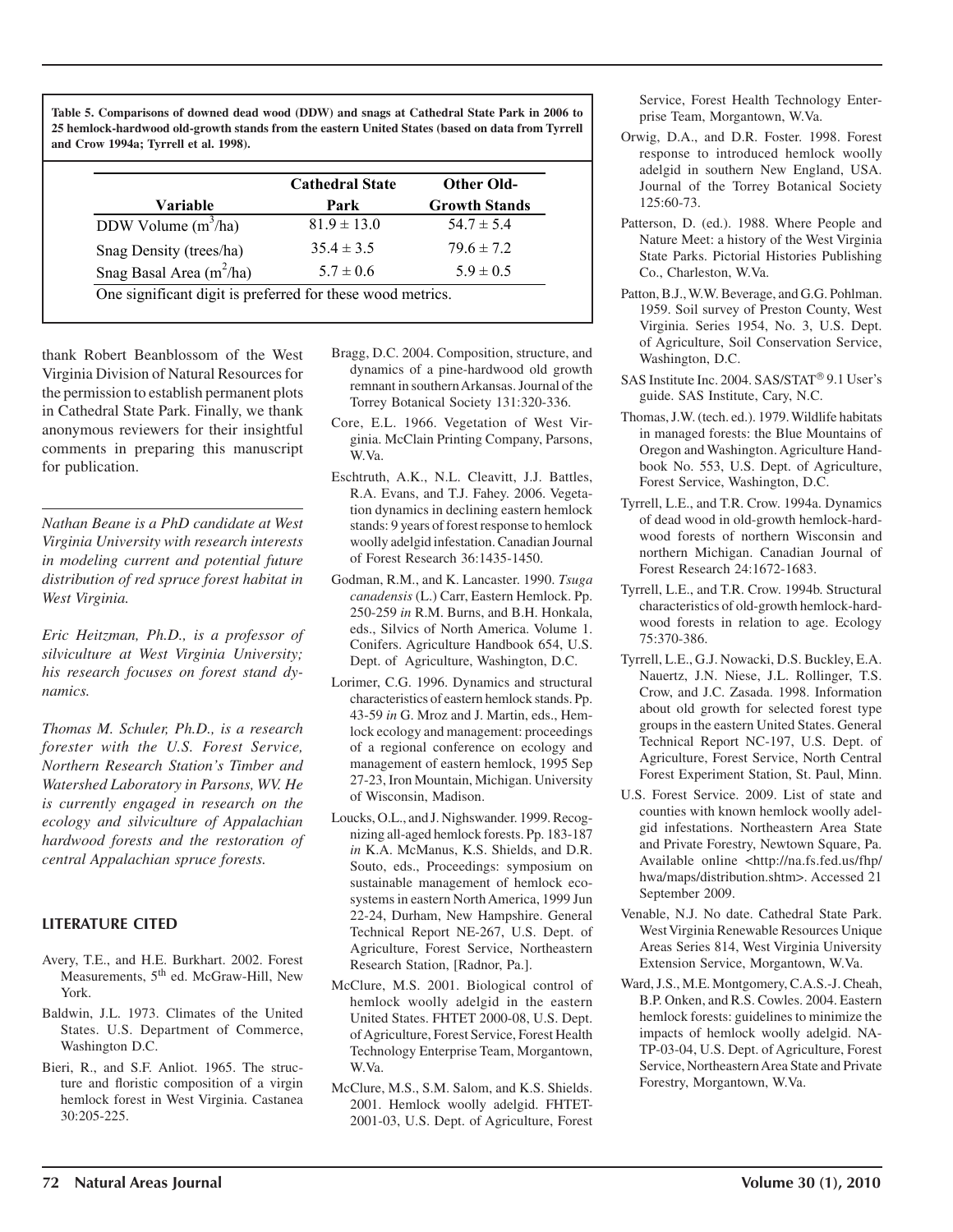**Table 5. Comparisons of downed dead wood (DDW) and snags at Cathedral State Park in 2006 to 25 hemlock-hardwood old-growth stands from the eastern United States (based on data from Tyrrell and Crow 1994a; Tyrrell et al. 1998).**

| Variable | Cathedral State Park | Other Old-Growth Stands |
|---|---|---|
| DDW Volume ($m^3$/ha) | 81.9 ± 13.0 | 54.7 ± 5.4 |
| Snag Density (trees/ha) | 35.4 ± 3.5 | 79.6 ± 7.2 |
| Snag Basal Area ($m^2$/ha) | 5.7 ± 0.6 | 5.9 ± 0.5 |

One significant digit is preferred for these wood metrics.

thank Robert Beanblossom of the West Virginia Division of Natural Resources for the permission to establish permanent plots in Cathedral State Park. Finally, we thank anonymous reviewers for their insightful comments in preparing this manuscript for publication.

---

*Nathan Beane is a PhD candidate at West Virginia University with research interests in modeling current and potential future distribution of red spruce forest habitat in West Virginia.*

*Eric Heitzman, Ph.D., is a professor of silviculture at West Virginia University; his research focuses on forest stand dynamics.*

*Thomas M. Schuler, Ph.D., is a research forester with the U.S. Forest Service, Northern Research Station's Timber and Watershed Laboratory in Parsons, WV. He is currently engaged in research on the ecology and silviculture of Appalachian hardwood forests and the restoration of central Appalachian spruce forests.*

## LITERATURE CITED

Avery, T.E., and H.E. Burkhart. 2002. Forest Measurements, 5th ed. McGraw-Hill, New York.

Baldwin, J.L. 1973. Climates of the United States. U.S. Department of Commerce, Washington D.C.

Bieri, R., and S.F. Anliot. 1965. The structure and floristic composition of a virgin hemlock forest in West Virginia. Castanea 30:205-225.

Bragg, D.C. 2004. Composition, structure, and dynamics of a pine-hardwood old growth remnant in southern Arkansas. Journal of the Torrey Botanical Society 131:320-336.

Core, E.L. 1966. Vegetation of West Virginia. McClain Printing Company, Parsons, W.Va.

Eschtruth, A.K., N.L. Cleavitt, J.J. Battles, R.A. Evans, and T.J. Fahey. 2006. Vegetation dynamics in declining eastern hemlock stands: 9 years of forest response to hemlock woolly adelgid infestation. Canadian Journal of Forest Research 36:1435-1450.

Godman, R.M., and K. Lancaster. 1990. *Tsuga canadensis* (L.) Carr, Eastern Hemlock. Pp. 250-259 *in* R.M. Burns, and B.H. Honkala, eds., Silvics of North America. Volume 1. Conifers. Agriculture Handbook 654, U.S. Dept. of Agriculture, Washington, D.C.

Lorimer, C.G. 1996. Dynamics and structural characteristics of eastern hemlock stands. Pp. 43-59 *in* G. Mroz and J. Martin, eds., Hemlock ecology and management: proceedings of a regional conference on ecology and management of eastern hemlock, 1995 Sep 27-23, Iron Mountain, Michigan. University of Wisconsin, Madison.

Loucks, O.L., and J. Nighswander. 1999. Recognizing all-aged hemlock forests. Pp. 183-187 *in* K.A. McManus, K.S. Shields, and D.R. Souto, eds., Proceedings: symposium on sustainable management of hemlock ecosystems in eastern North America, 1999 Jun 22-24, Durham, New Hampshire. General Technical Report NE-267, U.S. Dept. of Agriculture, Forest Service, Northeastern Research Station, [Radnor, Pa.].

McClure, M.S. 2001. Biological control of hemlock woolly adelgid in the eastern United States. FHTET 2000-08, U.S. Dept. of Agriculture, Forest Service, Forest Health Technology Enterprise Team, Morgantown, W.Va.

McClure, M.S., S.M. Salom, and K.S. Shields. 2001. Hemlock woolly adelgid. FHTET-2001-03, U.S. Dept. of Agriculture, Forest Service, Forest Health Technology Enterprise Team, Morgantown, W.Va.

Orwig, D.A., and D.R. Foster. 1998. Forest response to introduced hemlock woolly adelgid in southern New England, USA. Journal of the Torrey Botanical Society 125:60-73.

Patterson, D. (ed.). 1988. Where People and Nature Meet: a history of the West Virginia State Parks. Pictorial Histories Publishing Co., Charleston, W.Va.

Patton, B.J., W.W. Beverage, and G.G. Pohlman. 1959. Soil survey of Preston County, West Virginia. Series 1954, No. 3, U.S. Dept. of Agriculture, Soil Conservation Service, Washington, D.C.

SAS Institute Inc. 2004. SAS/STAT® 9.1 User's guide. SAS Institute, Cary, N.C.

Thomas, J.W. (tech. ed.). 1979. Wildlife habitats in managed forests: the Blue Mountains of Oregon and Washington. Agriculture Handbook No. 553, U.S. Dept. of Agriculture, Forest Service, Washington, D.C.

Tyrrell, L.E., and T.R. Crow. 1994a. Dynamics of dead wood in old-growth hemlock-hardwood forests of northern Wisconsin and northern Michigan. Canadian Journal of Forest Research 24:1672-1683.

Tyrrell, L.E., and T.R. Crow. 1994b. Structural characteristics of old-growth hemlock-hardwood forests in relation to age. Ecology 75:370-386.

Tyrrell, L.E., G.J. Nowacki, D.S. Buckley, E.A. Nauertz, J.N. Niese, J.L. Rollinger, T.S. Crow, and J.C. Zasada. 1998. Information about old growth for selected forest type groups in the eastern United States. General Technical Report NC-197, U.S. Dept. of Agriculture, Forest Service, North Central Forest Experiment Station, St. Paul, Minn.

U.S. Forest Service. 2009. List of state and counties with known hemlock woolly adelgid infestations. Northeastern Area State and Private Forestry, Newtown Square, Pa. Available online <http://na.fs.fed.us/fhp/hwa/maps/distribution.shtm>. Accessed 21 September 2009.

Venable, N.J. No date. Cathedral State Park. West Virginia Renewable Resources Unique Areas Series 814, West Virginia University Extension Service, Morgantown, W.Va.

Ward, J.S., M.E. Montgomery, C.A.S.-J. Cheah, B.P. Onken, and R.S. Cowles. 2004. Eastern hemlock forests: guidelines to minimize the impacts of hemlock woolly adelgid. NA-TP-03-04, U.S. Dept. of Agriculture, Forest Service, Northeastern Area State and Private Forestry, Morgantown, W.Va.